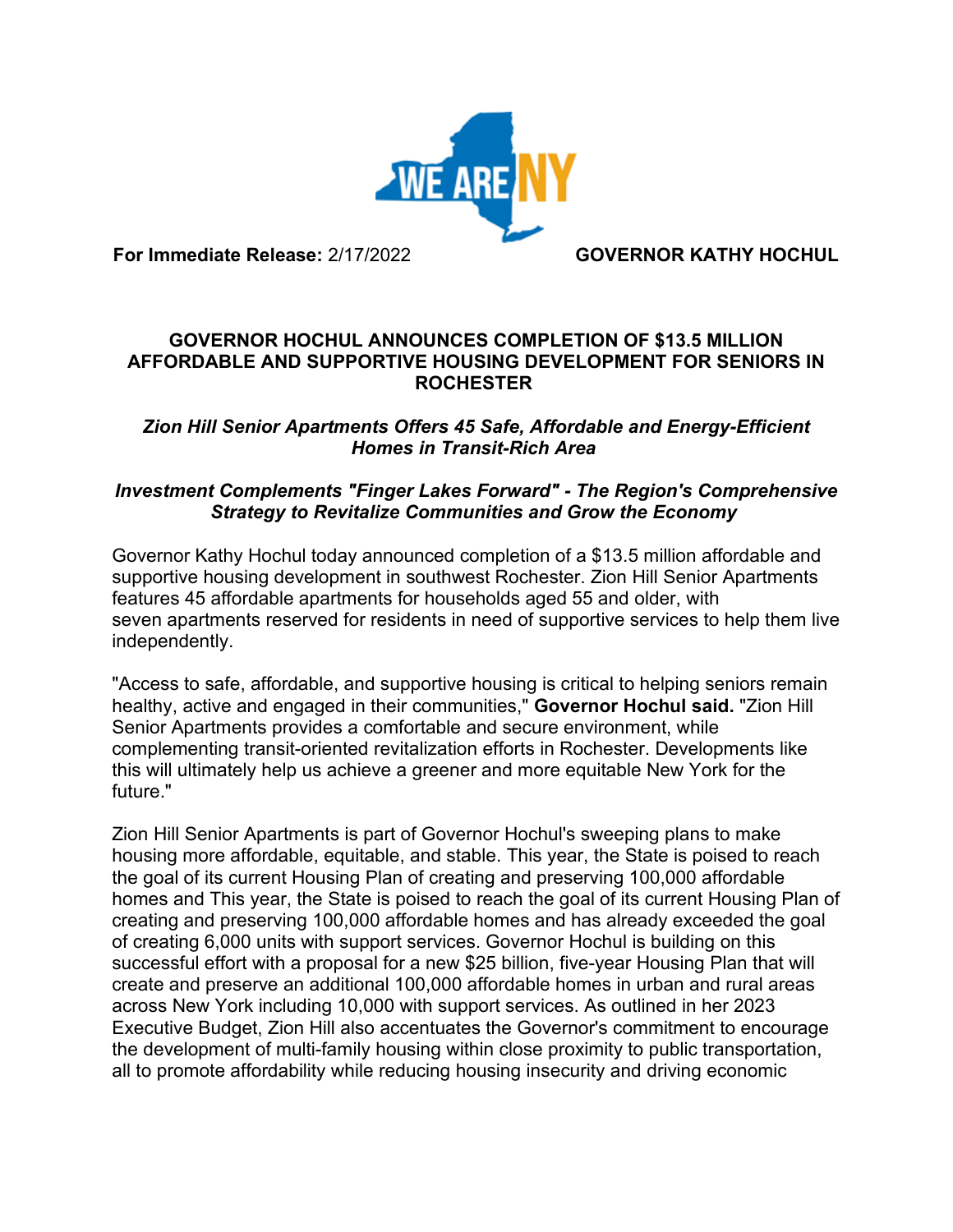**For Immediate Release:** 2/17/2022 **GOVERNOR KATHY HOCHUL**

# GOVERNOR HOCHUL ANNOUNCES COMPLETION OF $13.5 MILLION AFFORDABLE AND SUPPORTIVE HOUSING DEVELOPMENT FOR SENIORS IN ROCHESTER

### *Zion Hill Senior Apartments Offers 45 Safe, Affordable and Energy-Efficient Homes in Transit-Rich Area*

### *Investment Complements "Finger Lakes Forward" - The Region's Comprehensive Strategy to Revitalize Communities and Grow the Economy*

Governor Kathy Hochul today announced completion of a $13.5 million affordable and supportive housing development in southwest Rochester. Zion Hill Senior Apartments features 45 affordable apartments for households aged 55 and older, with seven apartments reserved for residents in need of supportive services to help them live independently.

"Access to safe, affordable, and supportive housing is critical to helping seniors remain healthy, active and engaged in their communities," **Governor Hochul said.** "Zion Hill Senior Apartments provides a comfortable and secure environment, while complementing transit-oriented revitalization efforts in Rochester. Developments like this will ultimately help us achieve a greener and more equitable New York for the future."

Zion Hill Senior Apartments is part of Governor Hochul's sweeping plans to make housing more affordable, equitable, and stable. This year, the State is poised to reach the goal of its current Housing Plan of creating and preserving 100,000 affordable homes and This year, the State is poised to reach the goal of its current Housing Plan of creating and preserving 100,000 affordable homes and has already exceeded the goal of creating 6,000 units with support services. Governor Hochul is building on this successful effort with a proposal for a new $25 billion, five-year Housing Plan that will create and preserve an additional 100,000 affordable homes in urban and rural areas across New York including 10,000 with support services. As outlined in her 2023 Executive Budget, Zion Hill also accentuates the Governor's commitment to encourage the development of multi-family housing within close proximity to public transportation, all to promote affordability while reducing housing insecurity and driving economic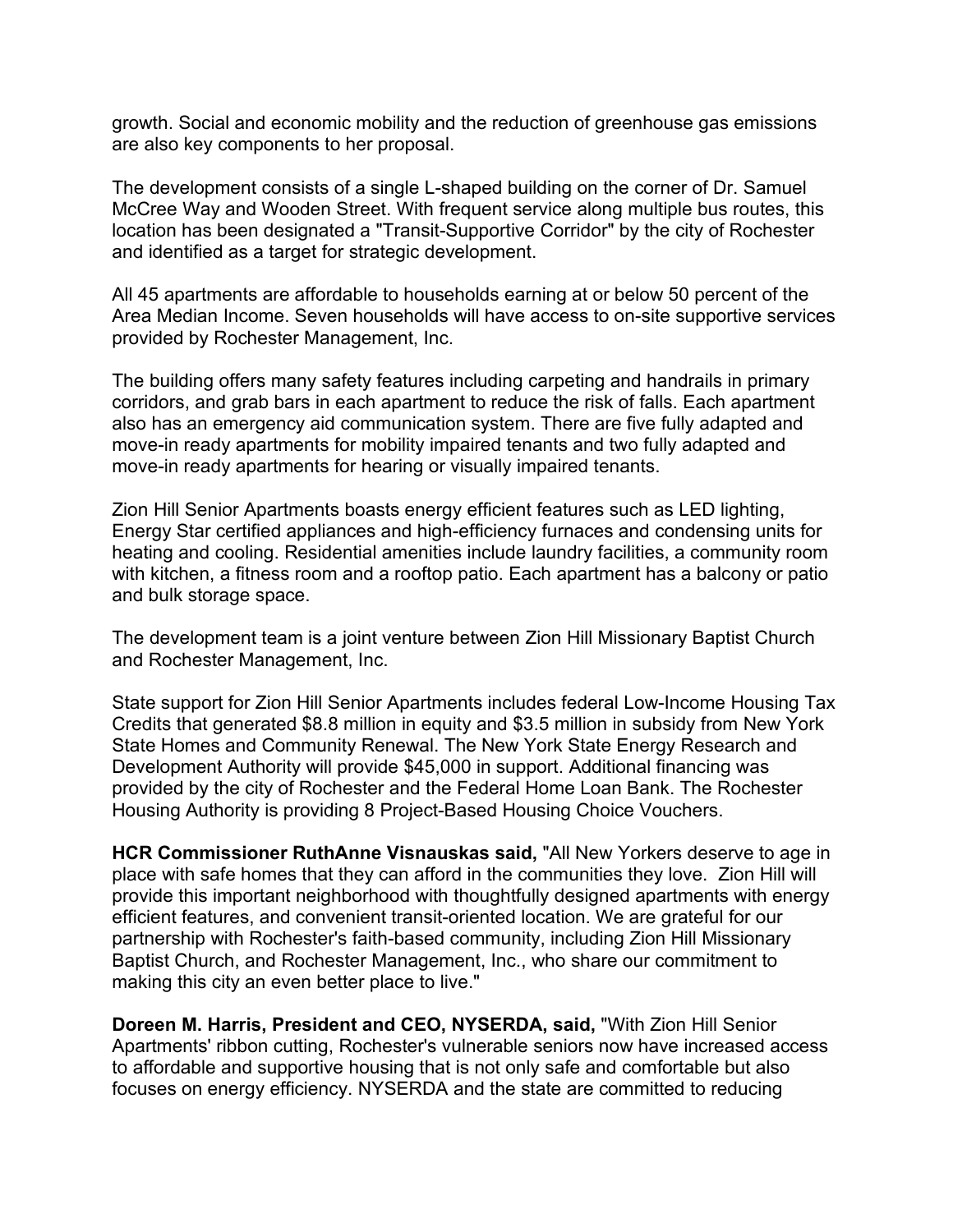growth. Social and economic mobility and the reduction of greenhouse gas emissions are also key components to her proposal.

The development consists of a single L-shaped building on the corner of Dr. Samuel McCree Way and Wooden Street. With frequent service along multiple bus routes, this location has been designated a "Transit-Supportive Corridor" by the city of Rochester and identified as a target for strategic development.

All 45 apartments are affordable to households earning at or below 50 percent of the Area Median Income. Seven households will have access to on-site supportive services provided by Rochester Management, Inc.

The building offers many safety features including carpeting and handrails in primary corridors, and grab bars in each apartment to reduce the risk of falls. Each apartment also has an emergency aid communication system. There are five fully adapted and move-in ready apartments for mobility impaired tenants and two fully adapted and move-in ready apartments for hearing or visually impaired tenants.

Zion Hill Senior Apartments boasts energy efficient features such as LED lighting, Energy Star certified appliances and high-efficiency furnaces and condensing units for heating and cooling. Residential amenities include laundry facilities, a community room with kitchen, a fitness room and a rooftop patio. Each apartment has a balcony or patio and bulk storage space.

The development team is a joint venture between Zion Hill Missionary Baptist Church and Rochester Management, Inc.

State support for Zion Hill Senior Apartments includes federal Low-Income Housing Tax Credits that generated $8.8 million in equity and $3.5 million in subsidy from New York State Homes and Community Renewal. The New York State Energy Research and Development Authority will provide $45,000 in support. Additional financing was provided by the city of Rochester and the Federal Home Loan Bank. The Rochester Housing Authority is providing 8 Project-Based Housing Choice Vouchers.

**HCR Commissioner RuthAnne Visnauskas said,** "All New Yorkers deserve to age in place with safe homes that they can afford in the communities they love. Zion Hill will provide this important neighborhood with thoughtfully designed apartments with energy efficient features, and convenient transit-oriented location. We are grateful for our partnership with Rochester's faith-based community, including Zion Hill Missionary Baptist Church, and Rochester Management, Inc., who share our commitment to making this city an even better place to live."

**Doreen M. Harris, President and CEO, NYSERDA, said,** "With Zion Hill Senior Apartments' ribbon cutting, Rochester's vulnerable seniors now have increased access to affordable and supportive housing that is not only safe and comfortable but also focuses on energy efficiency. NYSERDA and the state are committed to reducing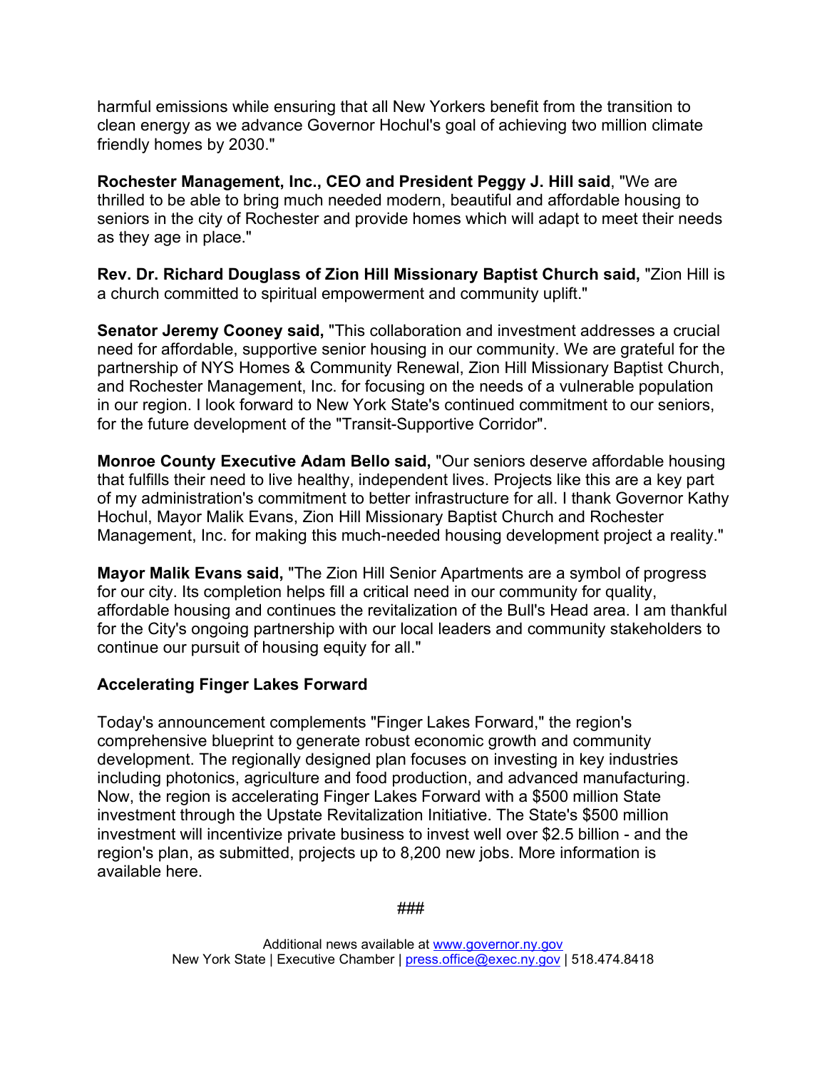harmful emissions while ensuring that all New Yorkers benefit from the transition to clean energy as we advance Governor Hochul's goal of achieving two million climate friendly homes by 2030."

**Rochester Management, Inc., CEO and President Peggy J. Hill said**, "We are thrilled to be able to bring much needed modern, beautiful and affordable housing to seniors in the city of Rochester and provide homes which will adapt to meet their needs as they age in place."

**Rev. Dr. Richard Douglass of Zion Hill Missionary Baptist Church said,** "Zion Hill is a church committed to spiritual empowerment and community uplift."

**Senator Jeremy Cooney said,** "This collaboration and investment addresses a crucial need for affordable, supportive senior housing in our community. We are grateful for the partnership of NYS Homes & Community Renewal, Zion Hill Missionary Baptist Church, and Rochester Management, Inc. for focusing on the needs of a vulnerable population in our region. I look forward to New York State's continued commitment to our seniors, for the future development of the "Transit-Supportive Corridor".

**Monroe County Executive Adam Bello said,** "Our seniors deserve affordable housing that fulfills their need to live healthy, independent lives. Projects like this are a key part of my administration's commitment to better infrastructure for all. I thank Governor Kathy Hochul, Mayor Malik Evans, Zion Hill Missionary Baptist Church and Rochester Management, Inc. for making this much-needed housing development project a reality."

**Mayor Malik Evans said,** "The Zion Hill Senior Apartments are a symbol of progress for our city. Its completion helps fill a critical need in our community for quality, affordable housing and continues the revitalization of the Bull's Head area. I am thankful for the City's ongoing partnership with our local leaders and community stakeholders to continue our pursuit of housing equity for all."

## Accelerating Finger Lakes Forward

Today's announcement complements "Finger Lakes Forward," the region's comprehensive blueprint to generate robust economic growth and community development. The regionally designed plan focuses on investing in key industries including photonics, agriculture and food production, and advanced manufacturing. Now, the region is accelerating Finger Lakes Forward with a $500 million State investment through the Upstate Revitalization Initiative. The State's $500 million investment will incentivize private business to invest well over $2.5 billion - and the region's plan, as submitted, projects up to 8,200 new jobs. More information is available here.

###

Additional news available at www.governor.ny.gov
New York State | Executive Chamber | press.office@exec.ny.gov | 518.474.8418